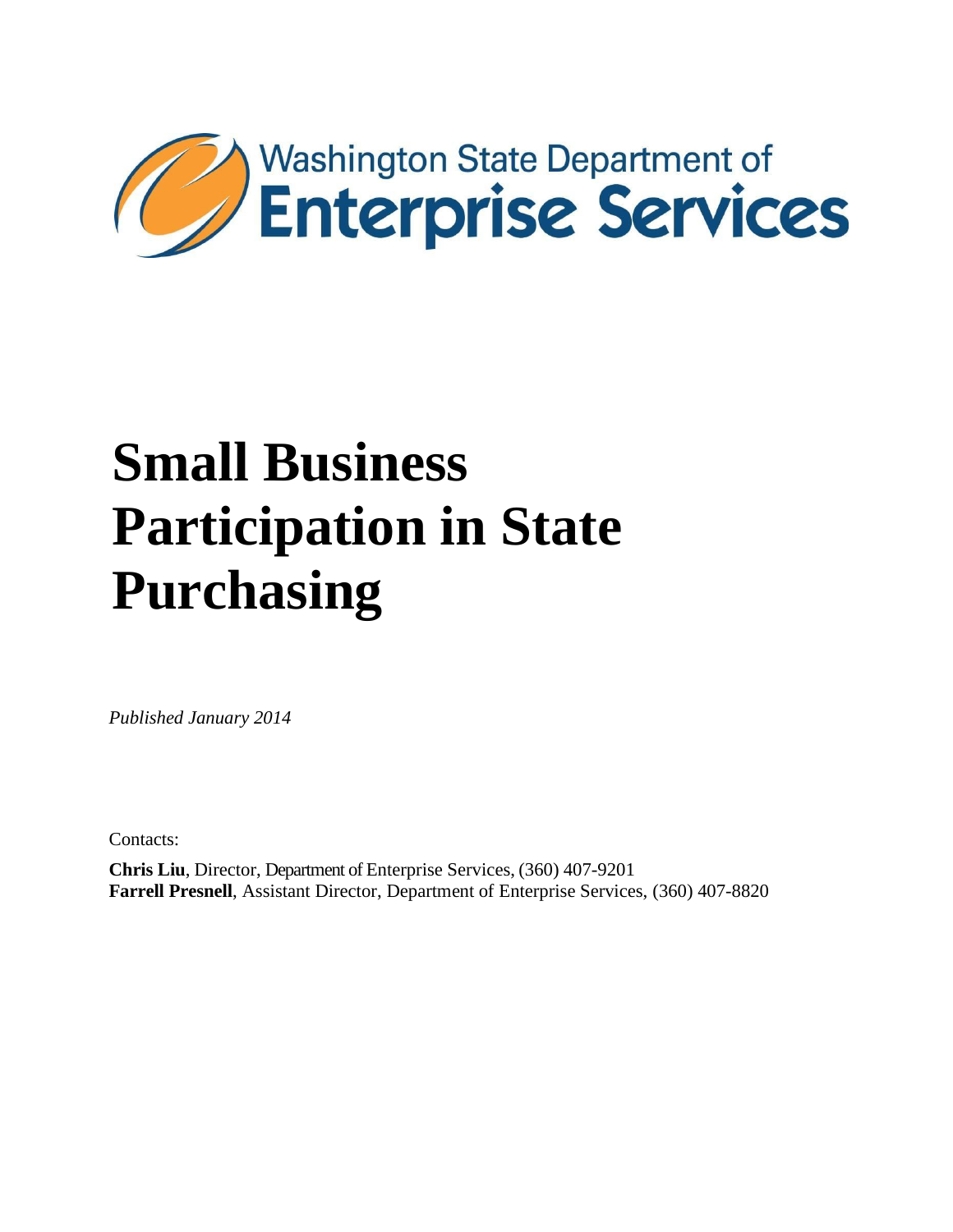Washington State Department of
Enterprise Services

# Small Business Participation in State Purchasing

*Published January 2014*

Contacts:

**Chris Liu**, Director, Department of Enterprise Services, (360) 407-9201
**Farrell Presnell**, Assistant Director, Department of Enterprise Services, (360) 407-8820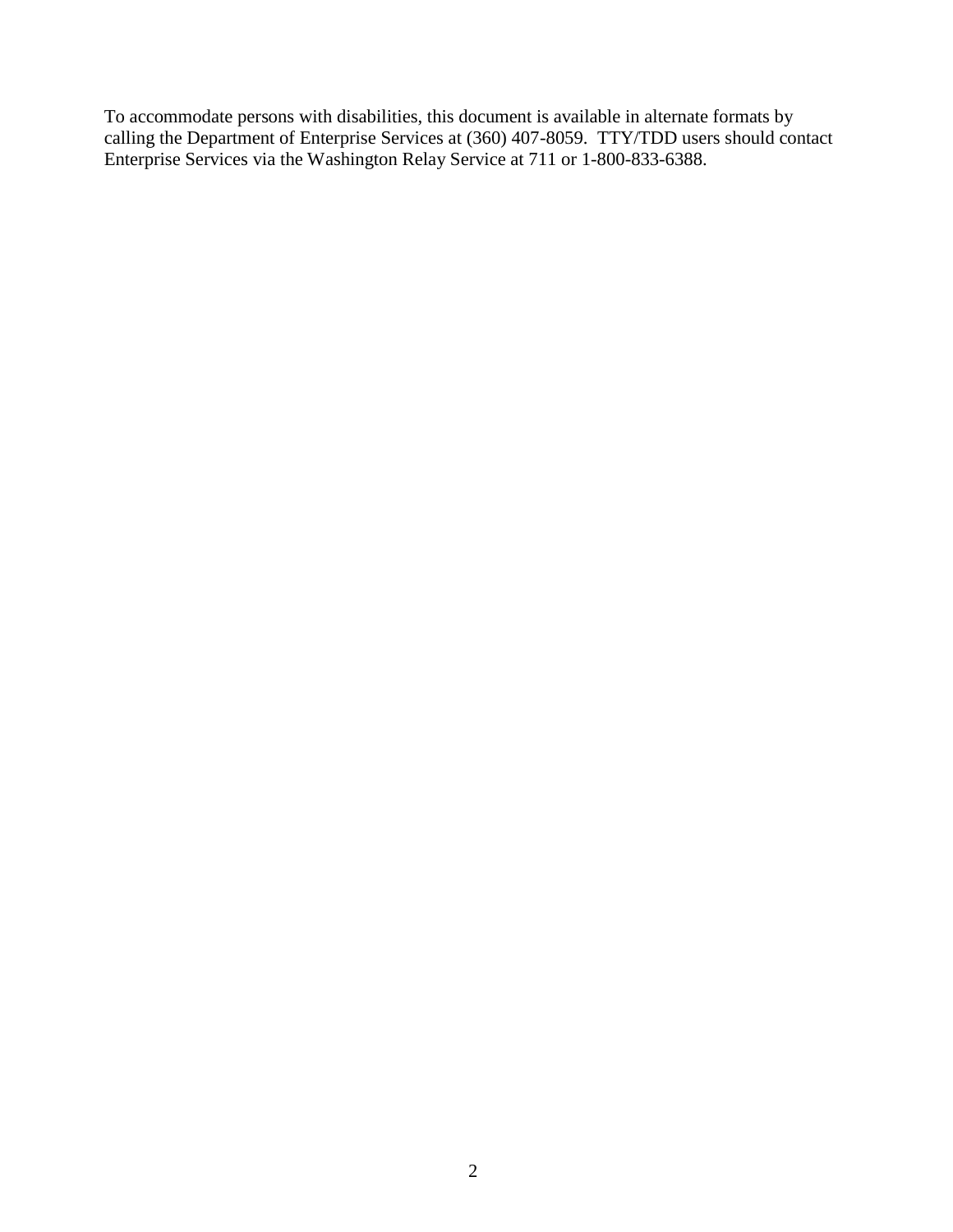To accommodate persons with disabilities, this document is available in alternate formats by calling the Department of Enterprise Services at (360) 407-8059. TTY/TDD users should contact Enterprise Services via the Washington Relay Service at 711 or 1-800-833-6388.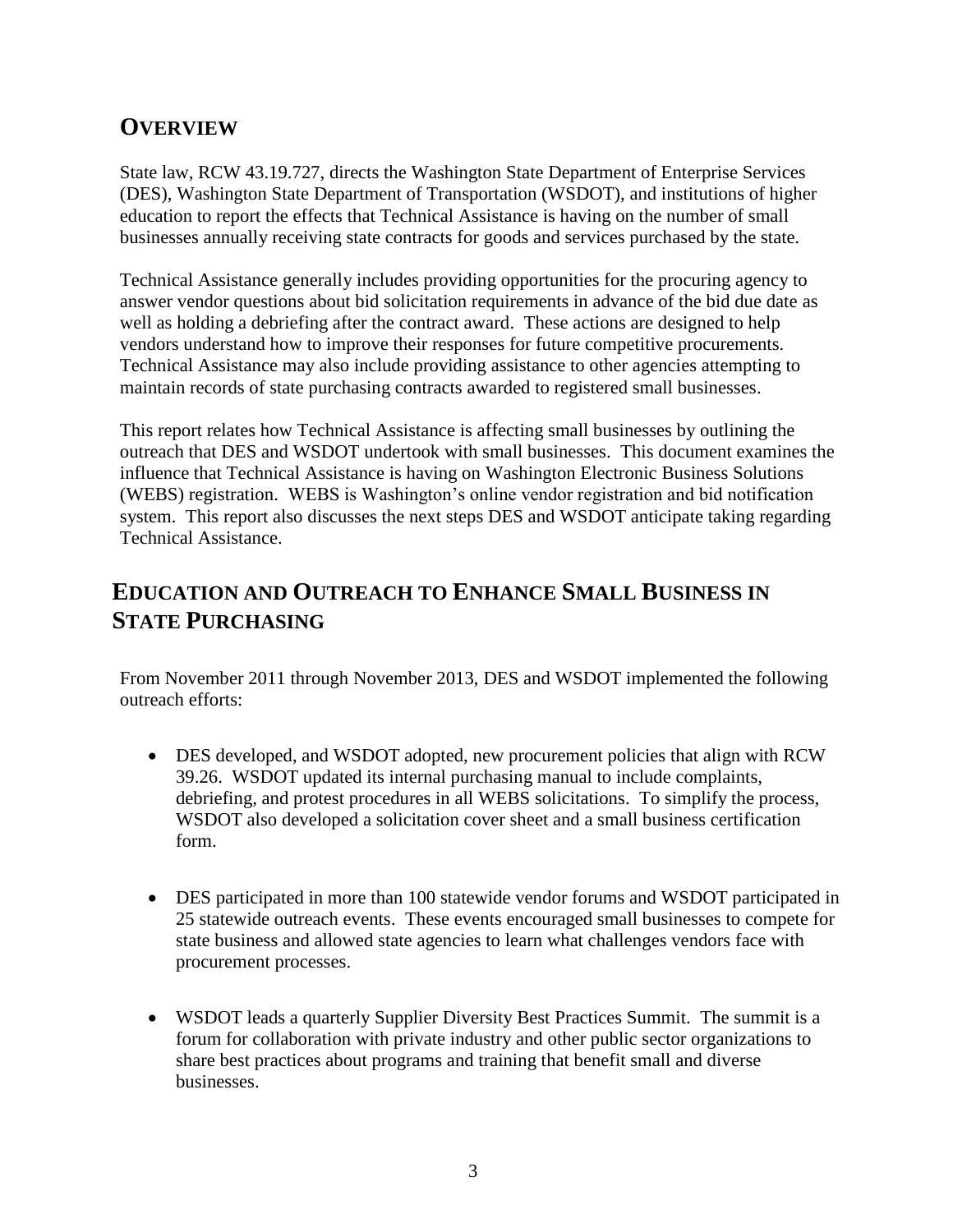## Overview

State law, RCW 43.19.727, directs the Washington State Department of Enterprise Services (DES), Washington State Department of Transportation (WSDOT), and institutions of higher education to report the effects that Technical Assistance is having on the number of small businesses annually receiving state contracts for goods and services purchased by the state.

Technical Assistance generally includes providing opportunities for the procuring agency to answer vendor questions about bid solicitation requirements in advance of the bid due date as well as holding a debriefing after the contract award. These actions are designed to help vendors understand how to improve their responses for future competitive procurements. Technical Assistance may also include providing assistance to other agencies attempting to maintain records of state purchasing contracts awarded to registered small businesses.

This report relates how Technical Assistance is affecting small businesses by outlining the outreach that DES and WSDOT undertook with small businesses. This document examines the influence that Technical Assistance is having on Washington Electronic Business Solutions (WEBS) registration. WEBS is Washington's online vendor registration and bid notification system. This report also discusses the next steps DES and WSDOT anticipate taking regarding Technical Assistance.

## Education and Outreach to Enhance Small Business in State Purchasing

From November 2011 through November 2013, DES and WSDOT implemented the following outreach efforts:

- DES developed, and WSDOT adopted, new procurement policies that align with RCW 39.26. WSDOT updated its internal purchasing manual to include complaints, debriefing, and protest procedures in all WEBS solicitations. To simplify the process, WSDOT also developed a solicitation cover sheet and a small business certification form.

- DES participated in more than 100 statewide vendor forums and WSDOT participated in 25 statewide outreach events. These events encouraged small businesses to compete for state business and allowed state agencies to learn what challenges vendors face with procurement processes.

- WSDOT leads a quarterly Supplier Diversity Best Practices Summit. The summit is a forum for collaboration with private industry and other public sector organizations to share best practices about programs and training that benefit small and diverse businesses.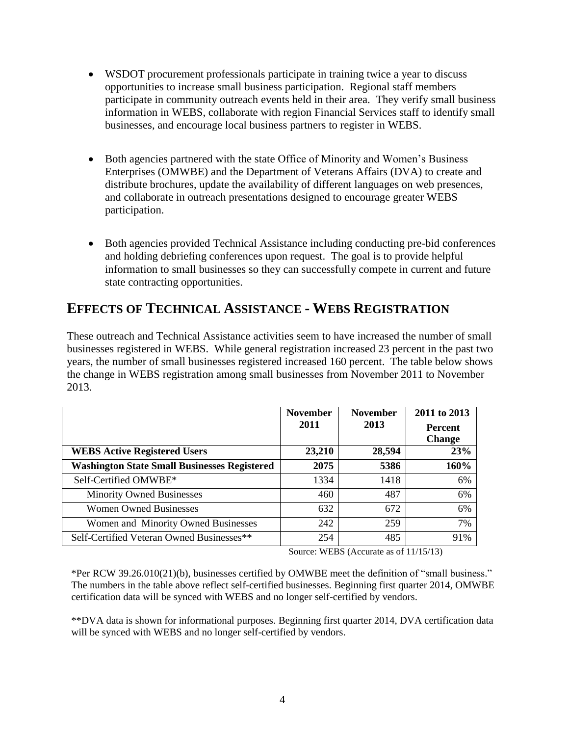- WSDOT procurement professionals participate in training twice a year to discuss opportunities to increase small business participation. Regional staff members participate in community outreach events held in their area. They verify small business information in WEBS, collaborate with region Financial Services staff to identify small businesses, and encourage local business partners to register in WEBS.

- Both agencies partnered with the state Office of Minority and Women's Business Enterprises (OMWBE) and the Department of Veterans Affairs (DVA) to create and distribute brochures, update the availability of different languages on web presences, and collaborate in outreach presentations designed to encourage greater WEBS participation.

- Both agencies provided Technical Assistance including conducting pre-bid conferences and holding debriefing conferences upon request. The goal is to provide helpful information to small businesses so they can successfully compete in current and future state contracting opportunities.

## EFFECTS OF TECHNICAL ASSISTANCE - WEBS REGISTRATION

These outreach and Technical Assistance activities seem to have increased the number of small businesses registered in WEBS. While general registration increased 23 percent in the past two years, the number of small businesses registered increased 160 percent. The table below shows the change in WEBS registration among small businesses from November 2011 to November 2013.

| | November 2011 | November 2013 | 2011 to 2013 Percent Change |
|---|---|---|---|
| **WEBS Active Registered Users** | **23,210** | **28,594** | **23%** |
| **Washington State Small Businesses Registered** | **2075** | **5386** | **160%** |
| Self-Certified OMWBE* | 1334 | 1418 | 6% |
| Minority Owned Businesses | 460 | 487 | 6% |
| Women Owned Businesses | 632 | 672 | 6% |
| Women and Minority Owned Businesses | 242 | 259 | 7% |
| Self-Certified Veteran Owned Businesses** | 254 | 485 | 91% |

Source: WEBS (Accurate as of 11/15/13)

*Per RCW 39.26.010(21)(b), businesses certified by OMWBE meet the definition of "small business." The numbers in the table above reflect self-certified businesses. Beginning first quarter 2014, OMWBE certification data will be synced with WEBS and no longer self-certified by vendors.

**DVA data is shown for informational purposes. Beginning first quarter 2014, DVA certification data will be synced with WEBS and no longer self-certified by vendors.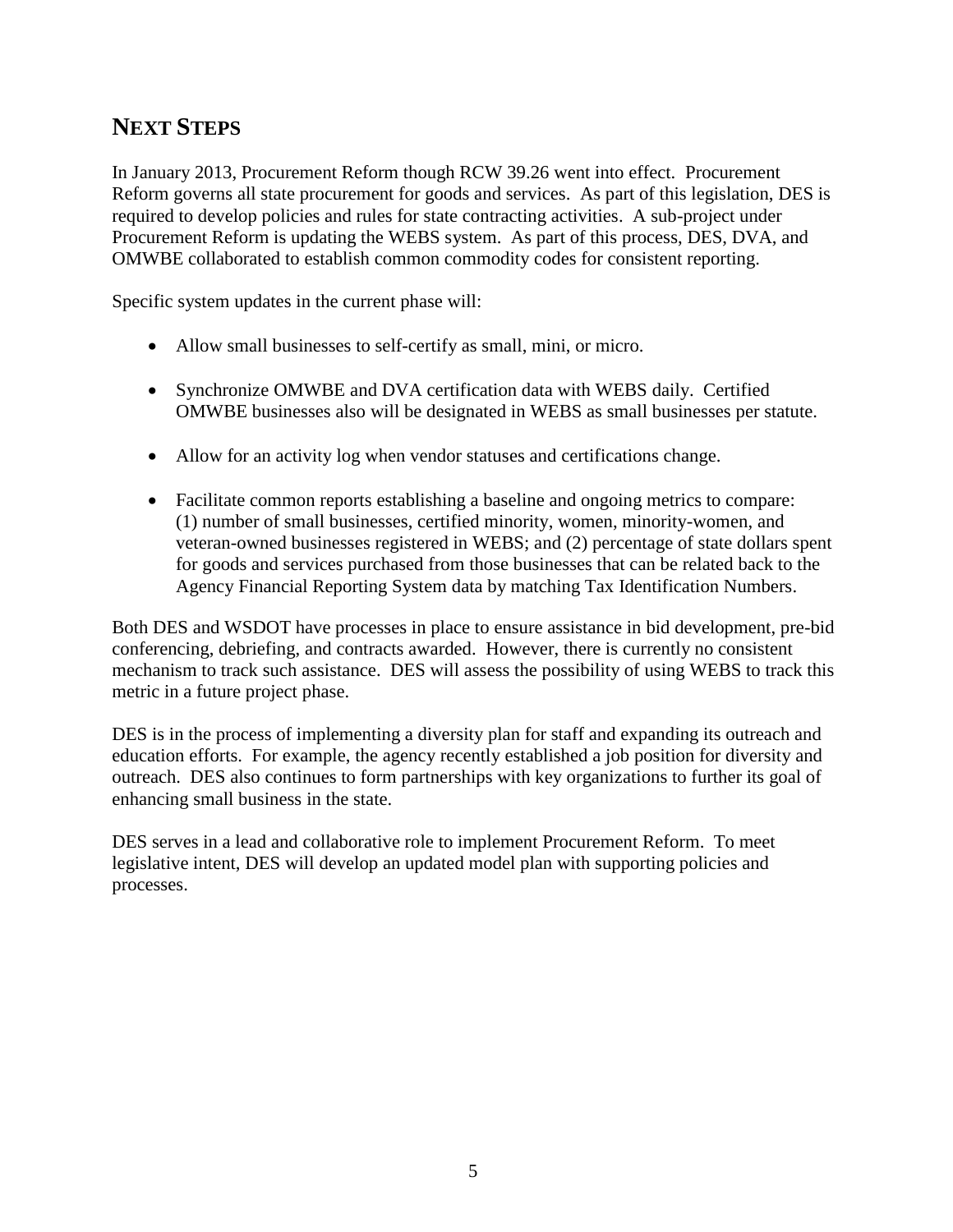## NEXT STEPS

In January 2013, Procurement Reform though RCW 39.26 went into effect. Procurement Reform governs all state procurement for goods and services. As part of this legislation, DES is required to develop policies and rules for state contracting activities. A sub-project under Procurement Reform is updating the WEBS system. As part of this process, DES, DVA, and OMWBE collaborated to establish common commodity codes for consistent reporting.

Specific system updates in the current phase will:

- Allow small businesses to self-certify as small, mini, or micro.
- Synchronize OMWBE and DVA certification data with WEBS daily. Certified OMWBE businesses also will be designated in WEBS as small businesses per statute.
- Allow for an activity log when vendor statuses and certifications change.
- Facilitate common reports establishing a baseline and ongoing metrics to compare: (1) number of small businesses, certified minority, women, minority-women, and veteran-owned businesses registered in WEBS; and (2) percentage of state dollars spent for goods and services purchased from those businesses that can be related back to the Agency Financial Reporting System data by matching Tax Identification Numbers.

Both DES and WSDOT have processes in place to ensure assistance in bid development, pre-bid conferencing, debriefing, and contracts awarded. However, there is currently no consistent mechanism to track such assistance. DES will assess the possibility of using WEBS to track this metric in a future project phase.

DES is in the process of implementing a diversity plan for staff and expanding its outreach and education efforts. For example, the agency recently established a job position for diversity and outreach. DES also continues to form partnerships with key organizations to further its goal of enhancing small business in the state.

DES serves in a lead and collaborative role to implement Procurement Reform. To meet legislative intent, DES will develop an updated model plan with supporting policies and processes.